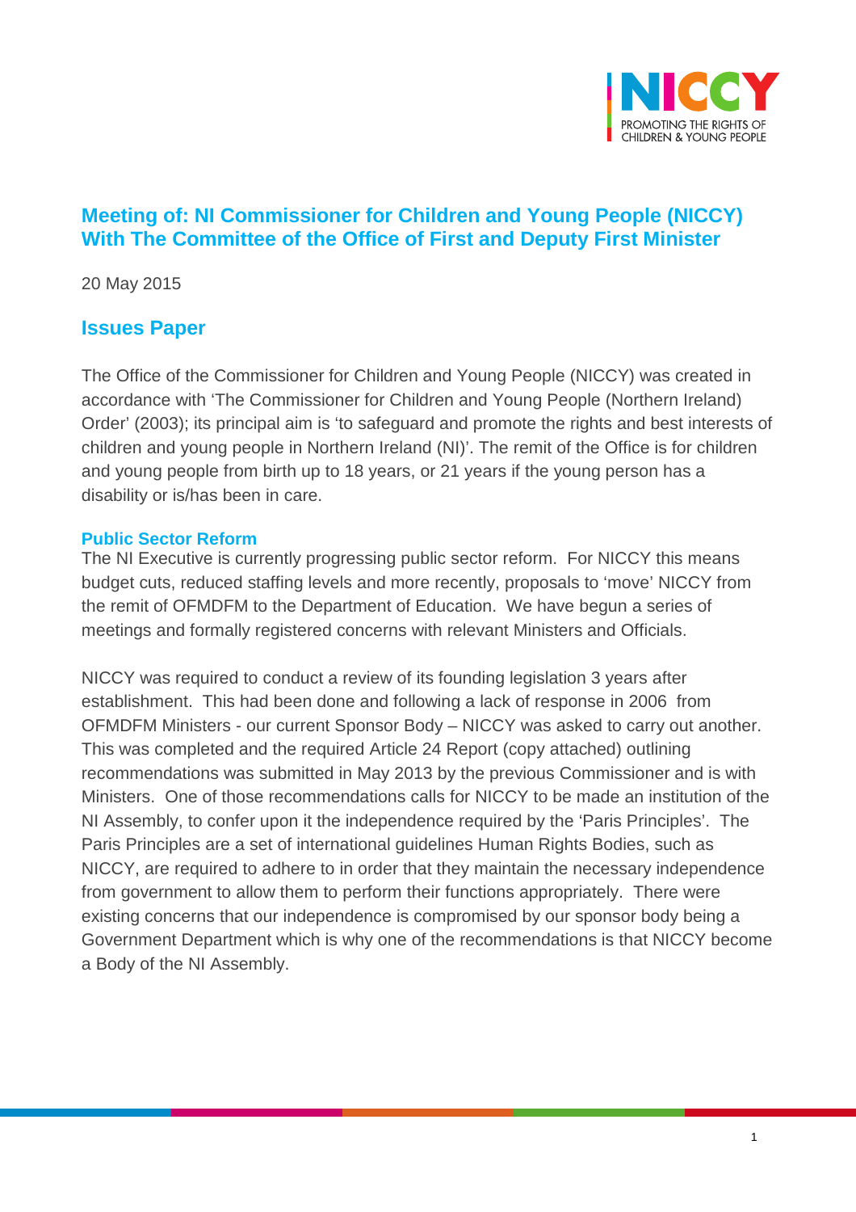# Meeting of: NI Commissioner for Children and Young People (NICCY) With The Committee of the Office of First and Deputy First Minister

20 May 2015

## Issues Paper

The Office of the Commissioner for Children and Young People (NICCY) was created in accordance with 'The Commissioner for Children and Young People (Northern Ireland) Order' (2003); its principal aim is 'to safeguard and promote the rights and best interests of children and young people in Northern Ireland (NI)'. The remit of the Office is for children and young people from birth up to 18 years, or 21 years if the young person has a disability or is/has been in care.

### Public Sector Reform

The NI Executive is currently progressing public sector reform. For NICCY this means budget cuts, reduced staffing levels and more recently, proposals to 'move' NICCY from the remit of OFMDFM to the Department of Education. We have begun a series of meetings and formally registered concerns with relevant Ministers and Officials.

NICCY was required to conduct a review of its founding legislation 3 years after establishment. This had been done and following a lack of response in 2006 from OFMDFM Ministers - our current Sponsor Body – NICCY was asked to carry out another. This was completed and the required Article 24 Report (copy attached) outlining recommendations was submitted in May 2013 by the previous Commissioner and is with Ministers. One of those recommendations calls for NICCY to be made an institution of the NI Assembly, to confer upon it the independence required by the 'Paris Principles'. The Paris Principles are a set of international guidelines Human Rights Bodies, such as NICCY, are required to adhere to in order that they maintain the necessary independence from government to allow them to perform their functions appropriately. There were existing concerns that our independence is compromised by our sponsor body being a Government Department which is why one of the recommendations is that NICCY become a Body of the NI Assembly.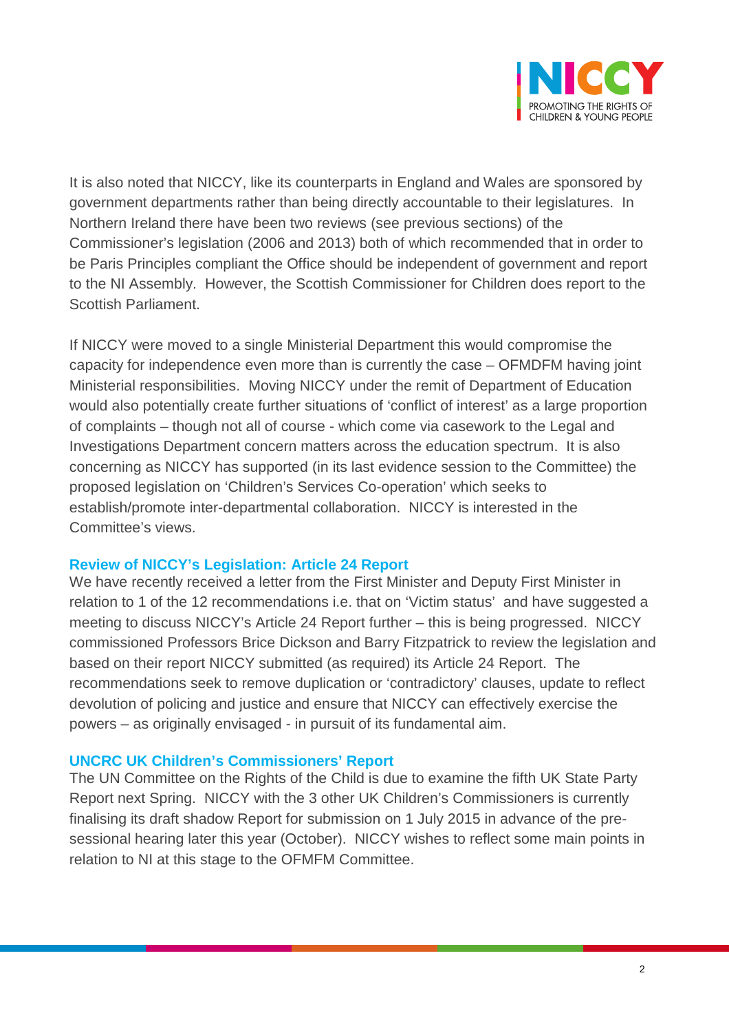It is also noted that NICCY, like its counterparts in England and Wales are sponsored by government departments rather than being directly accountable to their legislatures. In Northern Ireland there have been two reviews (see previous sections) of the Commissioner's legislation (2006 and 2013) both of which recommended that in order to be Paris Principles compliant the Office should be independent of government and report to the NI Assembly. However, the Scottish Commissioner for Children does report to the Scottish Parliament.

If NICCY were moved to a single Ministerial Department this would compromise the capacity for independence even more than is currently the case – OFMDFM having joint Ministerial responsibilities. Moving NICCY under the remit of Department of Education would also potentially create further situations of 'conflict of interest' as a large proportion of complaints – though not all of course - which come via casework to the Legal and Investigations Department concern matters across the education spectrum. It is also concerning as NICCY has supported (in its last evidence session to the Committee) the proposed legislation on 'Children's Services Co-operation' which seeks to establish/promote inter-departmental collaboration. NICCY is interested in the Committee's views.

### Review of NICCY's Legislation: Article 24 Report

We have recently received a letter from the First Minister and Deputy First Minister in relation to 1 of the 12 recommendations i.e. that on 'Victim status' and have suggested a meeting to discuss NICCY's Article 24 Report further – this is being progressed. NICCY commissioned Professors Brice Dickson and Barry Fitzpatrick to review the legislation and based on their report NICCY submitted (as required) its Article 24 Report. The recommendations seek to remove duplication or 'contradictory' clauses, update to reflect devolution of policing and justice and ensure that NICCY can effectively exercise the powers – as originally envisaged - in pursuit of its fundamental aim.

### UNCRC UK Children's Commissioners' Report

The UN Committee on the Rights of the Child is due to examine the fifth UK State Party Report next Spring. NICCY with the 3 other UK Children's Commissioners is currently finalising its draft shadow Report for submission on 1 July 2015 in advance of the pre-sessional hearing later this year (October). NICCY wishes to reflect some main points in relation to NI at this stage to the OFMFM Committee.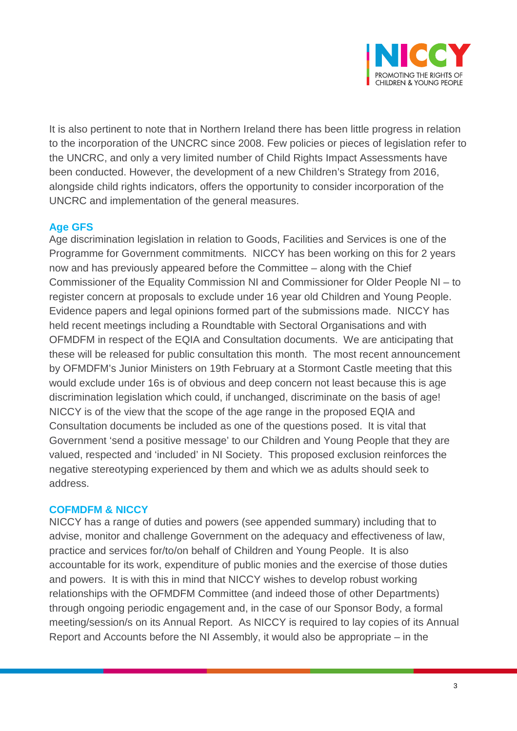It is also pertinent to note that in Northern Ireland there has been little progress in relation to the incorporation of the UNCRC since 2008. Few policies or pieces of legislation refer to the UNCRC, and only a very limited number of Child Rights Impact Assessments have been conducted. However, the development of a new Children's Strategy from 2016, alongside child rights indicators, offers the opportunity to consider incorporation of the UNCRC and implementation of the general measures.

## Age GFS

Age discrimination legislation in relation to Goods, Facilities and Services is one of the Programme for Government commitments. NICCY has been working on this for 2 years now and has previously appeared before the Committee – along with the Chief Commissioner of the Equality Commission NI and Commissioner for Older People NI – to register concern at proposals to exclude under 16 year old Children and Young People. Evidence papers and legal opinions formed part of the submissions made. NICCY has held recent meetings including a Roundtable with Sectoral Organisations and with OFMDFM in respect of the EQIA and Consultation documents. We are anticipating that these will be released for public consultation this month. The most recent announcement by OFMDFM's Junior Ministers on 19th February at a Stormont Castle meeting that this would exclude under 16s is of obvious and deep concern not least because this is age discrimination legislation which could, if unchanged, discriminate on the basis of age! NICCY is of the view that the scope of the age range in the proposed EQIA and Consultation documents be included as one of the questions posed. It is vital that Government 'send a positive message' to our Children and Young People that they are valued, respected and 'included' in NI Society. This proposed exclusion reinforces the negative stereotyping experienced by them and which we as adults should seek to address.

## COFMDFM & NICCY

NICCY has a range of duties and powers (see appended summary) including that to advise, monitor and challenge Government on the adequacy and effectiveness of law, practice and services for/to/on behalf of Children and Young People. It is also accountable for its work, expenditure of public monies and the exercise of those duties and powers. It is with this in mind that NICCY wishes to develop robust working relationships with the OFMDFM Committee (and indeed those of other Departments) through ongoing periodic engagement and, in the case of our Sponsor Body, a formal meeting/session/s on its Annual Report. As NICCY is required to lay copies of its Annual Report and Accounts before the NI Assembly, it would also be appropriate – in the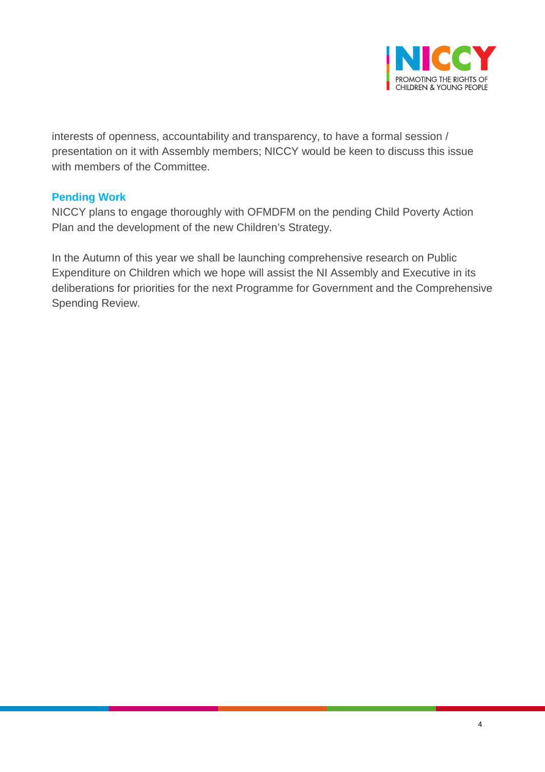interests of openness, accountability and transparency, to have a formal session / presentation on it with Assembly members; NICCY would be keen to discuss this issue with members of the Committee.

## Pending Work

NICCY plans to engage thoroughly with OFMDFM on the pending Child Poverty Action Plan and the development of the new Children's Strategy.

In the Autumn of this year we shall be launching comprehensive research on Public Expenditure on Children which we hope will assist the NI Assembly and Executive in its deliberations for priorities for the next Programme for Government and the Comprehensive Spending Review.